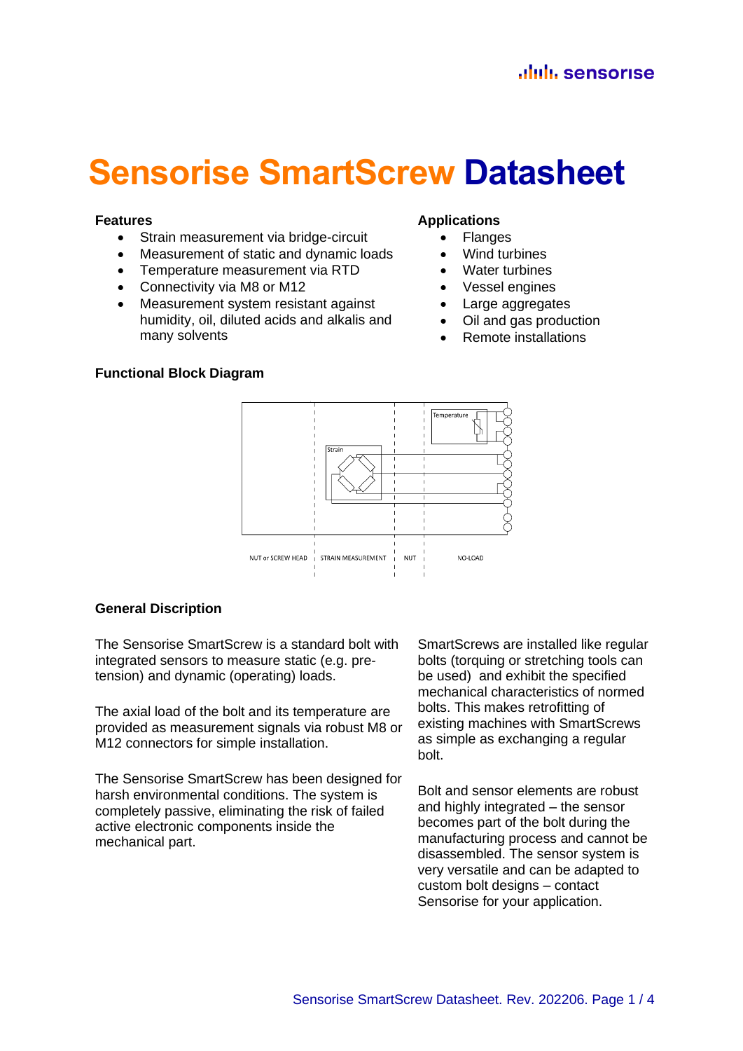# Sensorise SmartScrew Datasheet

### Features

- Strain measurement via bridge-circuit
- Measurement of static and dynamic loads
- Temperature measurement via RTD
- Connectivity via M8 or M12
- Measurement system resistant against humidity, oil, diluted acids and alkalis and many solvents

### Applications

- Flanges
- Wind turbines
- Water turbines
- Vessel engines
- Large aggregates
- Oil and gas production
- Remote installations

### Functional Block Diagram

Temperature

Strain

NUT or SCREW HEAD | STRAIN MEASUREMENT | NUT | NO-LOAD

### General Discription

The Sensorise SmartScrew is a standard bolt with integrated sensors to measure static (e.g. pre-tension) and dynamic (operating) loads.

The axial load of the bolt and its temperature are provided as measurement signals via robust M8 or M12 connectors for simple installation.

The Sensorise SmartScrew has been designed for harsh environmental conditions. The system is completely passive, eliminating the risk of failed active electronic components inside the mechanical part.

SmartScrews are installed like regular bolts (torquing or stretching tools can be used) and exhibit the specified mechanical characteristics of normed bolts. This makes retrofitting of existing machines with SmartScrews as simple as exchanging a regular bolt.

Bolt and sensor elements are robust and highly integrated – the sensor becomes part of the bolt during the manufacturing process and cannot be disassembled. The sensor system is very versatile and can be adapted to custom bolt designs – contact Sensorise for your application.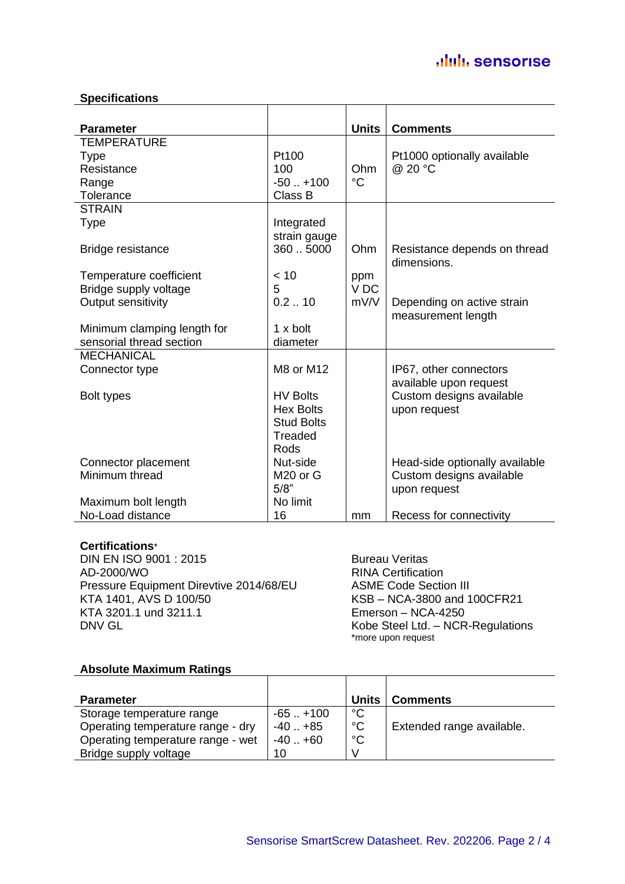### Specifications

| Parameter | | Units | Comments |
|---|---|---|---|
| TEMPERATURE | | | |
| Type | Pt100 | | Pt1000 optionally available |
| Resistance | 100 | Ohm | @ 20 °C |
| Range | -50 .. +100 | °C | |
| Tolerance | Class B | | |
| STRAIN | | | |
| Type | Integrated strain gauge | | |
| Bridge resistance | 360 .. 5000 | Ohm | Resistance depends on thread dimensions. |
| Temperature coefficient | < 10 | ppm | |
| Bridge supply voltage | 5 | V DC | |
| Output sensitivity | 0.2 .. 10 | mV/V | Depending on active strain measurement length |
| Minimum clamping length for sensorial thread section | 1 x bolt diameter | | |
| MECHANICAL | | | |
| Connector type | M8 or M12 | | IP67, other connectors available upon request |
| Bolt types | HV Bolts<br>Hex Bolts<br>Stud Bolts<br>Treaded Rods | | Custom designs available upon request |
| Connector placement | Nut-side | | Head-side optionally available |
| Minimum thread | M20 or G 5/8" | | Custom designs available upon request |
| Maximum bolt length | No limit | | |
| No-Load distance | 16 | mm | Recess for connectivity |

### Certifications*

DIN EN ISO 9001 : 2015
AD-2000/WO
Pressure Equipment Direvtive 2014/68/EU
KTA 1401, AVS D 100/50
KTA 3201.1 und 3211.1
DNV GL

Bureau Veritas
RINA Certification
ASME Code Section III
KSB – NCA-3800 and 100CFR21
Emerson – NCA-4250
Kobe Steel Ltd. – NCR-Regulations
*more upon request

### Absolute Maximum Ratings

| Parameter | | Units | Comments |
|---|---|---|---|
| Storage temperature range | -65 .. +100 | °C | |
| Operating temperature range - dry | -40 .. +85 | °C | Extended range available. |
| Operating temperature range - wet | -40 .. +60 | °C | |
| Bridge supply voltage | 10 | V | |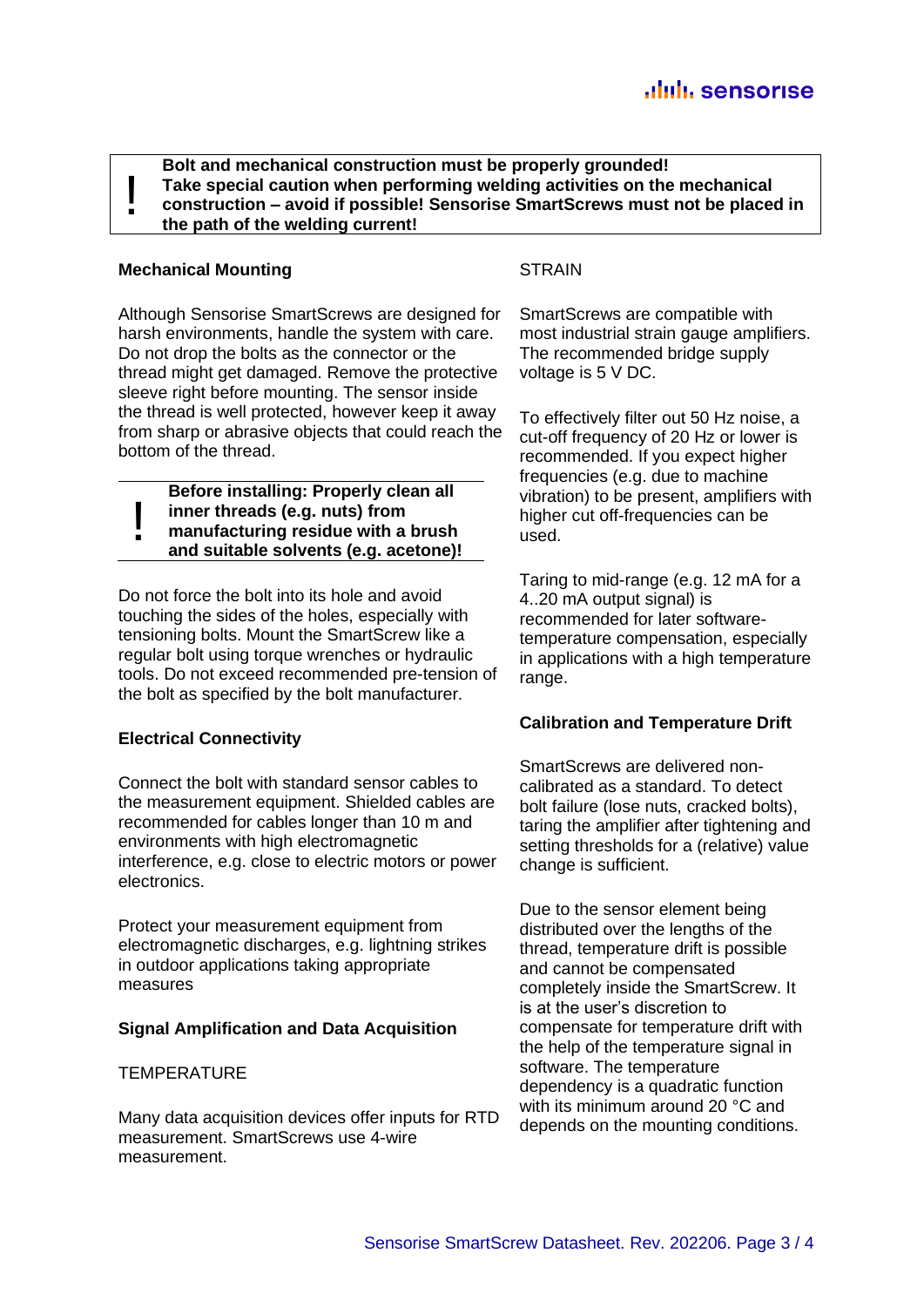**! Bolt and mechanical construction must be properly grounded! Take special caution when performing welding activities on the mechanical construction – avoid if possible! Sensorise SmartScrews must not be placed in the path of the welding current!**

**Mechanical Mounting**

Although Sensorise SmartScrews are designed for harsh environments, handle the system with care. Do not drop the bolts as the connector or the thread might get damaged. Remove the protective sleeve right before mounting. The sensor inside the thread is well protected, however keep it away from sharp or abrasive objects that could reach the bottom of the thread.

**! Before installing: Properly clean all inner threads (e.g. nuts) from manufacturing residue with a brush and suitable solvents (e.g. acetone)!**

Do not force the bolt into its hole and avoid touching the sides of the holes, especially with tensioning bolts. Mount the SmartScrew like a regular bolt using torque wrenches or hydraulic tools. Do not exceed recommended pre-tension of the bolt as specified by the bolt manufacturer.

**Electrical Connectivity**

Connect the bolt with standard sensor cables to the measurement equipment. Shielded cables are recommended for cables longer than 10 m and environments with high electromagnetic interference, e.g. close to electric motors or power electronics.

Protect your measurement equipment from electromagnetic discharges, e.g. lightning strikes in outdoor applications taking appropriate measures

**Signal Amplification and Data Acquisition**

TEMPERATURE

Many data acquisition devices offer inputs for RTD measurement. SmartScrews use 4-wire measurement.

STRAIN

SmartScrews are compatible with most industrial strain gauge amplifiers. The recommended bridge supply voltage is 5 V DC.

To effectively filter out 50 Hz noise, a cut-off frequency of 20 Hz or lower is recommended. If you expect higher frequencies (e.g. due to machine vibration) to be present, amplifiers with higher cut off-frequencies can be used.

Taring to mid-range (e.g. 12 mA for a 4..20 mA output signal) is recommended for later software-temperature compensation, especially in applications with a high temperature range.

**Calibration and Temperature Drift**

SmartScrews are delivered non-calibrated as a standard. To detect bolt failure (lose nuts, cracked bolts), taring the amplifier after tightening and setting thresholds for a (relative) value change is sufficient.

Due to the sensor element being distributed over the lengths of the thread, temperature drift is possible and cannot be compensated completely inside the SmartScrew. It is at the user's discretion to compensate for temperature drift with the help of the temperature signal in software. The temperature dependency is a quadratic function with its minimum around 20 °C and depends on the mounting conditions.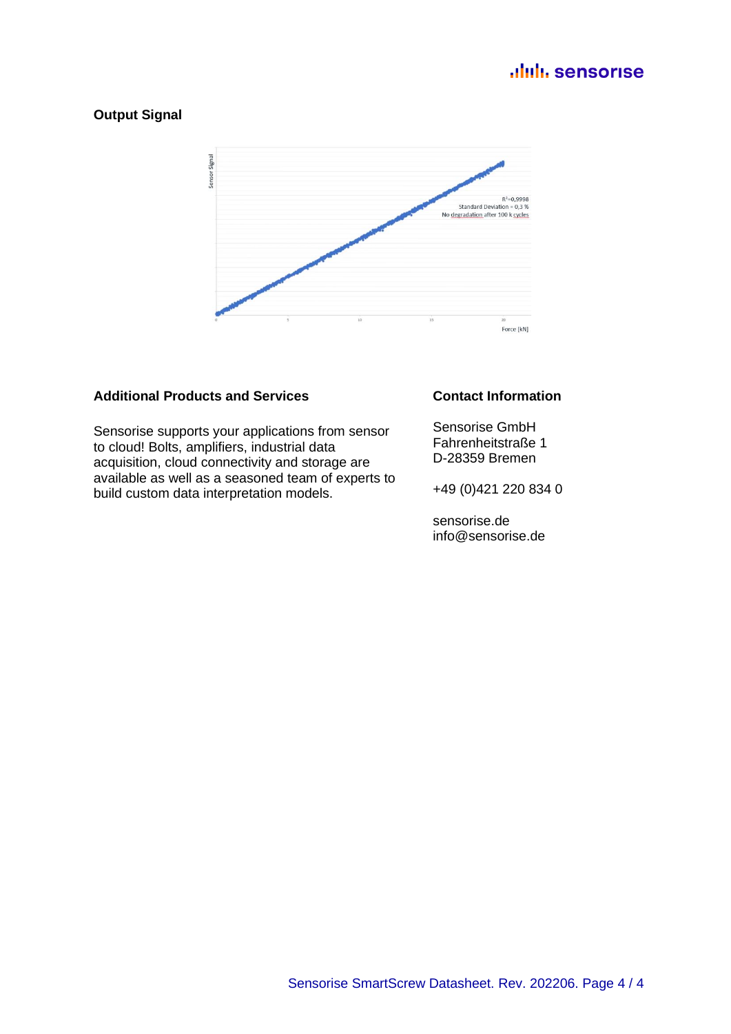## Output Signal

Sensor Signal

R²=0,9998
Standard Deviation = 0,3 %
No degradation after 100 k cycles

0
5
10
15
20
Force [kN]

## Additional Products and Services

Sensorise supports your applications from sensor to cloud! Bolts, amplifiers, industrial data acquisition, cloud connectivity and storage are available as well as a seasoned team of experts to build custom data interpretation models.

## Contact Information

Sensorise GmbH
Fahrenheitstraße 1
D-28359 Bremen

+49 (0)421 220 834 0

sensorise.de
info@sensorise.de